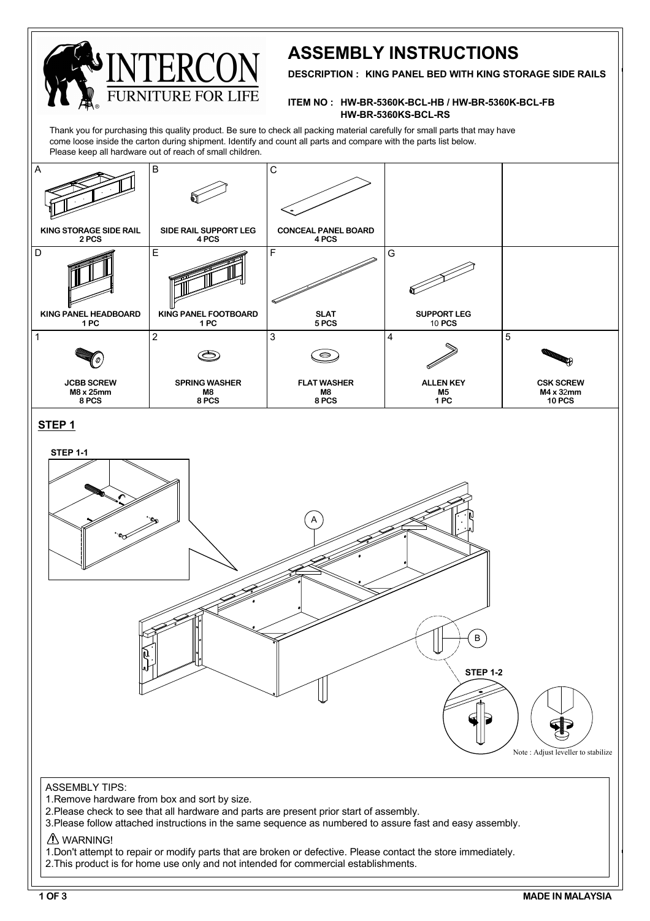# ASSEMBLY INSTRUCTIONS

INTERCON FURNITURE FOR LIFE

**DESCRIPTION : KING PANEL BED WITH KING STORAGE SIDE RAILS**

**ITEM NO : HW-BR-5360K-BCL-HB / HW-BR-5360K-BCL-FB HW-BR-5360KS-BCL-RS**

Thank you for purchasing this quality product. Be sure to check all packing material carefully for small parts that may have come loose inside the carton during shipment. Identify and count all parts and compare with the parts list below. Please keep all hardware out of reach of small children.

| A | B | C | | |
|---|---|---|---|---|
| **KING STORAGE SIDE RAIL** 2 PCS | **SIDE RAIL SUPPORT LEG** 4 PCS | **CONCEAL PANEL BOARD** 4 PCS | | |
| **D** | **E** | **F** | **G** | |
| **KING PANEL HEADBOARD** 1 PC | **KING PANEL FOOTBOARD** 1 PC | **SLAT** 5 PCS | **SUPPORT LEG** 10 PCS | |
| **1** | **2** | **3** | **4** | **5** |
| **JCBB SCREW** M8 x 25mm 8 PCS | **SPRING WASHER** M8 8 PCS | **FLAT WASHER** M8 8 PCS | **ALLEN KEY** M5 1 PC | **CSK SCREW** M4 x 32mm 10 PCS |

## STEP 1

**STEP 1-1**

A

B

**STEP 1-2**

Note : Adjust leveller to stabilize

ASSEMBLY TIPS:

1. Remove hardware from box and sort by size.
2. Please check to see that all hardware and parts are present prior start of assembly.
3. Please follow attached instructions in the same sequence as numbered to assure fast and easy assembly.

⚠ WARNING!

1. Don't attempt to repair or modify parts that are broken or defective. Please contact the store immediately.
2. This product is for home use only and not intended for commercial establishments.

**MADE IN MALAYSIA**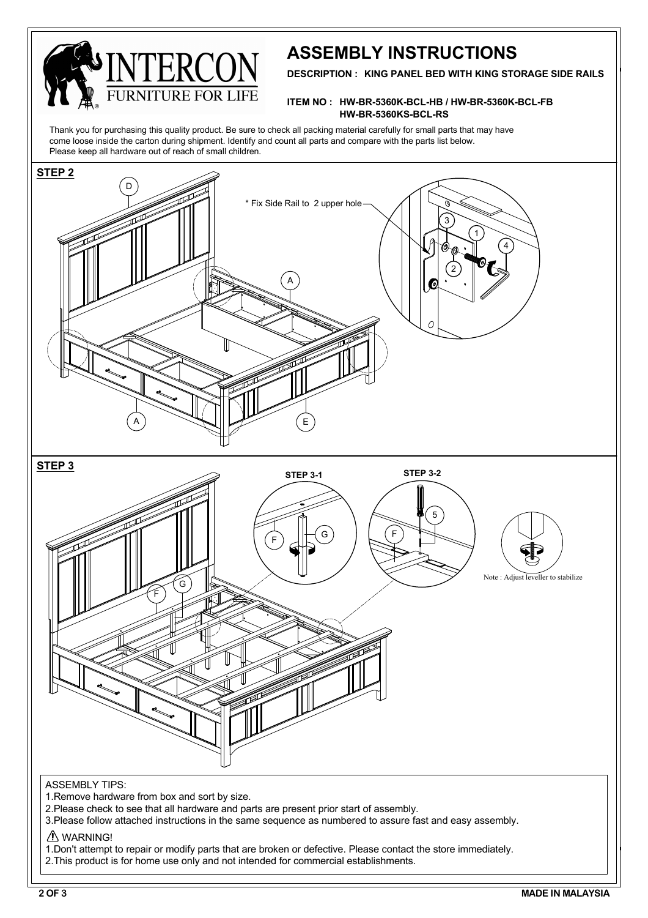INTERCON
FURNITURE FOR LIFE

# ASSEMBLY INSTRUCTIONS

**DESCRIPTION : KING PANEL BED WITH KING STORAGE SIDE RAILS**

**ITEM NO : HW-BR-5360K-BCL-HB / HW-BR-5360K-BCL-FB**
**HW-BR-5360KS-BCL-RS**

Thank you for purchasing this quality product. Be sure to check all packing material carefully for small parts that may have come loose inside the carton during shipment. Identify and count all parts and compare with the parts list below.
Please keep all hardware out of reach of small children.

## STEP 2

D

* Fix Side Rail to 2 upper hole

A

A

E

3 1 4 2

## STEP 3

STEP 3-1

STEP 3-2

F G

F 5

Note : Adjust leveller to stabilize

F G

ASSEMBLY TIPS:

1.Remove hardware from box and sort by size.
2.Please check to see that all hardware and parts are present prior start of assembly.
3.Please follow attached instructions in the same sequence as numbered to assure fast and easy assembly.

⚠ WARNING!

1.Don't attempt to repair or modify parts that are broken or defective. Please contact the store immediately.
2.This product is for home use only and not intended for commercial establishments.

**MADE IN MALAYSIA**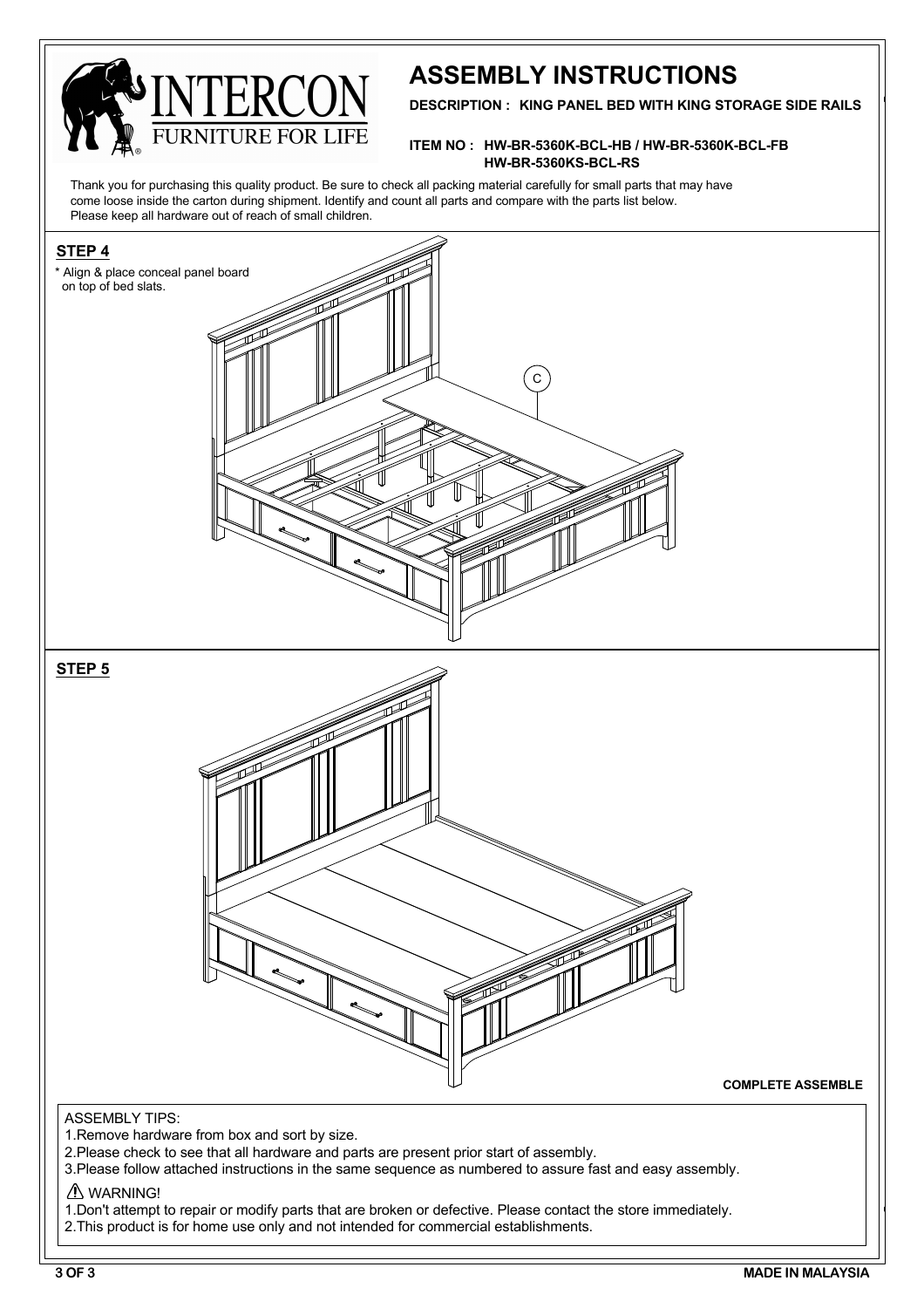INTERCON
FURNITURE FOR LIFE

# ASSEMBLY INSTRUCTIONS

**DESCRIPTION : KING PANEL BED WITH KING STORAGE SIDE RAILS**

**ITEM NO : HW-BR-5360K-BCL-HB / HW-BR-5360K-BCL-FB**
**HW-BR-5360KS-BCL-RS**

Thank you for purchasing this quality product. Be sure to check all packing material carefully for small parts that may have come loose inside the carton during shipment. Identify and count all parts and compare with the parts list below.
Please keep all hardware out of reach of small children.

## STEP 4

* Align & place conceal panel board on top of bed slats.

C

## STEP 5

**COMPLETE ASSEMBLE**

ASSEMBLY TIPS:

1. Remove hardware from box and sort by size.
2. Please check to see that all hardware and parts are present prior start of assembly.
3. Please follow attached instructions in the same sequence as numbered to assure fast and easy assembly.

⚠ WARNING!

1. Don't attempt to repair or modify parts that are broken or defective. Please contact the store immediately.
2. This product is for home use only and not intended for commercial establishments.

**MADE IN MALAYSIA**